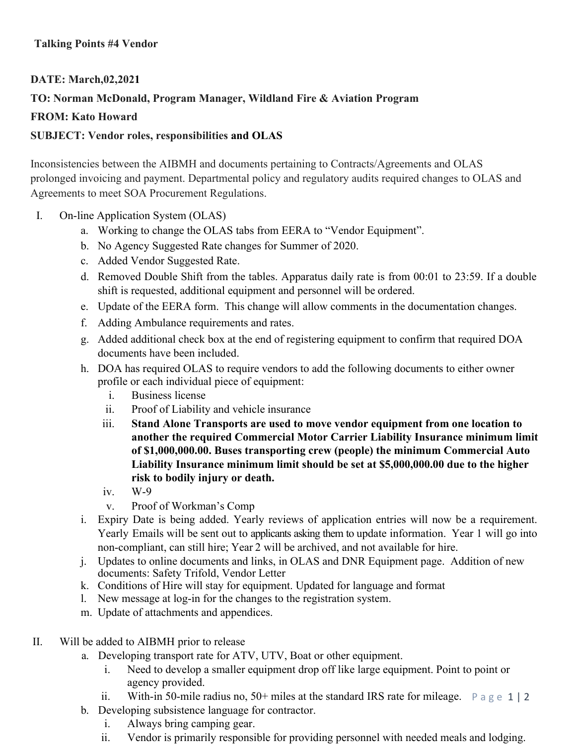**Talking Points #4 Vendor**

**DATE: March,02,2021**

**TO: Norman McDonald, Program Manager, Wildland Fire & Aviation Program**

**FROM: Kato Howard**

**SUBJECT: Vendor roles, responsibilities and OLAS**

Inconsistencies between the AIBMH and documents pertaining to Contracts/Agreements and OLAS prolonged invoicing and payment. Departmental policy and regulatory audits required changes to OLAS and Agreements to meet SOA Procurement Regulations.

I. On-line Application System (OLAS)
   a. Working to change the OLAS tabs from EERA to "Vendor Equipment".
   b. No Agency Suggested Rate changes for Summer of 2020.
   c. Added Vendor Suggested Rate.
   d. Removed Double Shift from the tables. Apparatus daily rate is from 00:01 to 23:59. If a double shift is requested, additional equipment and personnel will be ordered.
   e. Update of the EERA form. This change will allow comments in the documentation changes.
   f. Adding Ambulance requirements and rates.
   g. Added additional check box at the end of registering equipment to confirm that required DOA documents have been included.
   h. DOA has required OLAS to require vendors to add the following documents to either owner profile or each individual piece of equipment:
      i. Business license
      ii. Proof of Liability and vehicle insurance
      iii. **Stand Alone Transports are used to move vendor equipment from one location to another the required Commercial Motor Carrier Liability Insurance minimum limit of $1,000,000.00. Buses transporting crew (people) the minimum Commercial Auto Liability Insurance minimum limit should be set at $5,000,000.00 due to the higher risk to bodily injury or death.**
      iv. W-9
      v. Proof of Workman's Comp
   i. Expiry Date is being added. Yearly reviews of application entries will now be a requirement. Yearly Emails will be sent out to applicants asking them to update information. Year 1 will go into non-compliant, can still hire; Year 2 will be archived, and not available for hire.
   j. Updates to online documents and links, in OLAS and DNR Equipment page. Addition of new documents: Safety Trifold, Vendor Letter
   k. Conditions of Hire will stay for equipment. Updated for language and format
   l. New message at log-in for the changes to the registration system.
   m. Update of attachments and appendices.

II. Will be added to AIBMH prior to release
   a. Developing transport rate for ATV, UTV, Boat or other equipment.
      i. Need to develop a smaller equipment drop off like large equipment. Point to point or agency provided.
      ii. With-in 50-mile radius no, 50+ miles at the standard IRS rate for mileage.
   b. Developing subsistence language for contractor.
      i. Always bring camping gear.
      ii. Vendor is primarily responsible for providing personnel with needed meals and lodging.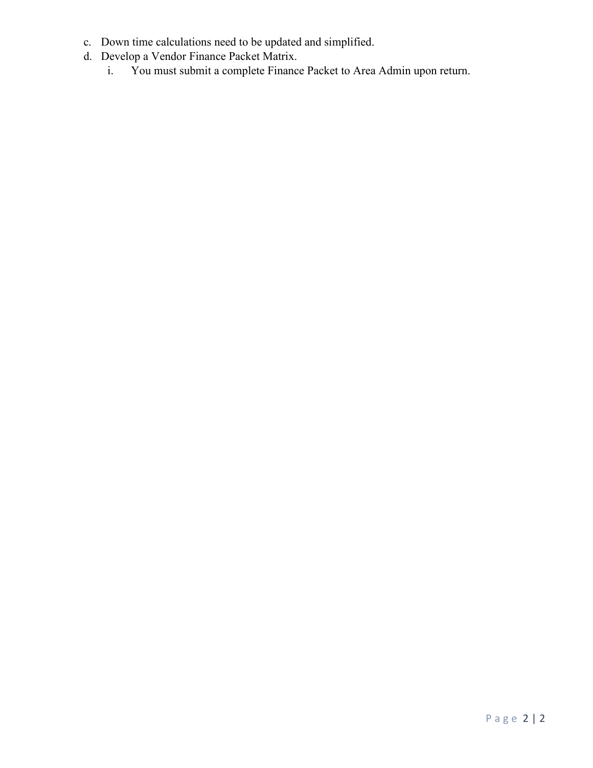c. Down time calculations need to be updated and simplified.

d. Develop a Vendor Finance Packet Matrix.

   i. You must submit a complete Finance Packet to Area Admin upon return.